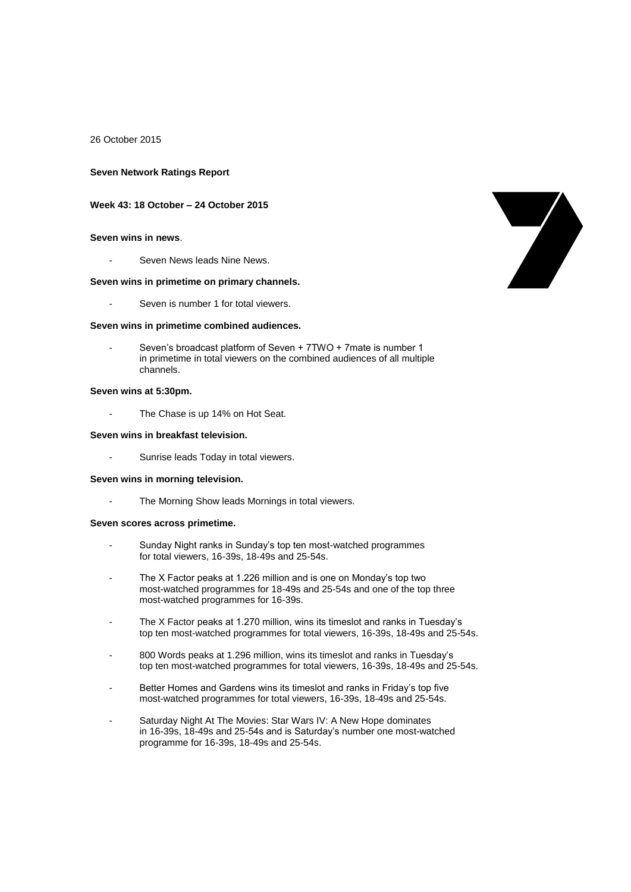26 October 2015

**Seven Network Ratings Report**

**Week 43: 18 October – 24 October 2015**

**Seven wins in news**.

- Seven News leads Nine News.

**Seven wins in primetime on primary channels.**

- Seven is number 1 for total viewers.

**Seven wins in primetime combined audiences.**

- Seven's broadcast platform of Seven + 7TWO + 7mate is number 1 in primetime in total viewers on the combined audiences of all multiple channels.

**Seven wins at 5:30pm.**

- The Chase is up 14% on Hot Seat.

**Seven wins in breakfast television.**

- Sunrise leads Today in total viewers.

**Seven wins in morning television.**

- The Morning Show leads Mornings in total viewers.

**Seven scores across primetime.**

- Sunday Night ranks in Sunday's top ten most-watched programmes for total viewers, 16-39s, 18-49s and 25-54s.
- The X Factor peaks at 1.226 million and is one on Monday's top two most-watched programmes for 18-49s and 25-54s and one of the top three most-watched programmes for 16-39s.
- The X Factor peaks at 1.270 million, wins its timeslot and ranks in Tuesday's top ten most-watched programmes for total viewers, 16-39s, 18-49s and 25-54s.
- 800 Words peaks at 1.296 million, wins its timeslot and ranks in Tuesday's top ten most-watched programmes for total viewers, 16-39s, 18-49s and 25-54s.
- Better Homes and Gardens wins its timeslot and ranks in Friday's top five most-watched programmes for total viewers, 16-39s, 18-49s and 25-54s.
- Saturday Night At The Movies: Star Wars IV: A New Hope dominates in 16-39s, 18-49s and 25-54s and is Saturday's number one most-watched programme for 16-39s, 18-49s and 25-54s.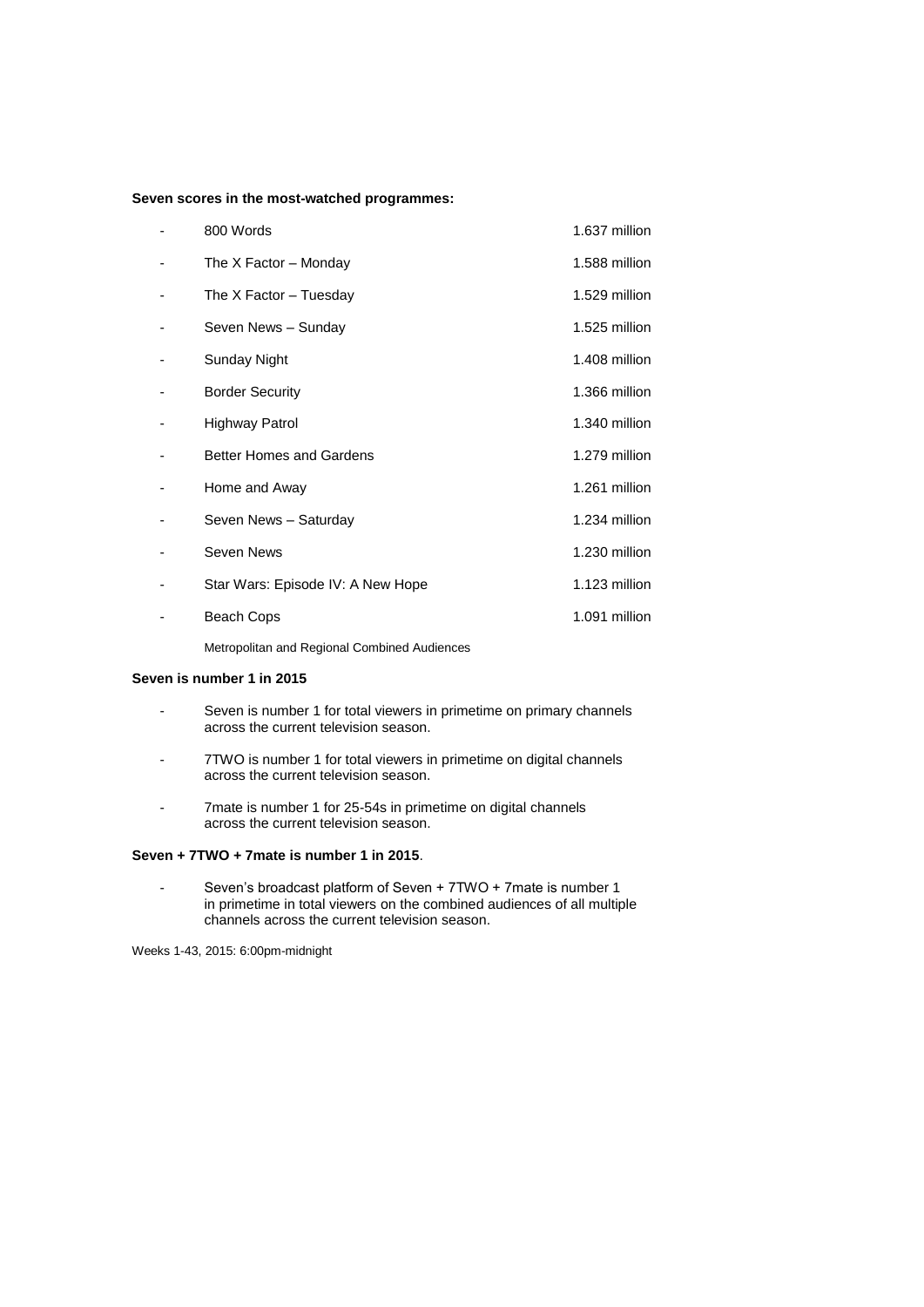**Seven scores in the most-watched programmes:**

| | Programme | Audience |
|---|---|---|
| - | 800 Words | 1.637 million |
| - | The X Factor – Monday | 1.588 million |
| - | The X Factor – Tuesday | 1.529 million |
| - | Seven News – Sunday | 1.525 million |
| - | Sunday Night | 1.408 million |
| - | Border Security | 1.366 million |
| - | Highway Patrol | 1.340 million |
| - | Better Homes and Gardens | 1.279 million |
| - | Home and Away | 1.261 million |
| - | Seven News – Saturday | 1.234 million |
| - | Seven News | 1.230 million |
| - | Star Wars: Episode IV: A New Hope | 1.123 million |
| - | Beach Cops | 1.091 million |

Metropolitan and Regional Combined Audiences

**Seven is number 1 in 2015**

- Seven is number 1 for total viewers in primetime on primary channels across the current television season.
- 7TWO is number 1 for total viewers in primetime on digital channels across the current television season.
- 7mate is number 1 for 25-54s in primetime on digital channels across the current television season.

**Seven + 7TWO + 7mate is number 1 in 2015**.

- Seven's broadcast platform of Seven + 7TWO + 7mate is number 1 in primetime in total viewers on the combined audiences of all multiple channels across the current television season.

Weeks 1-43, 2015: 6:00pm-midnight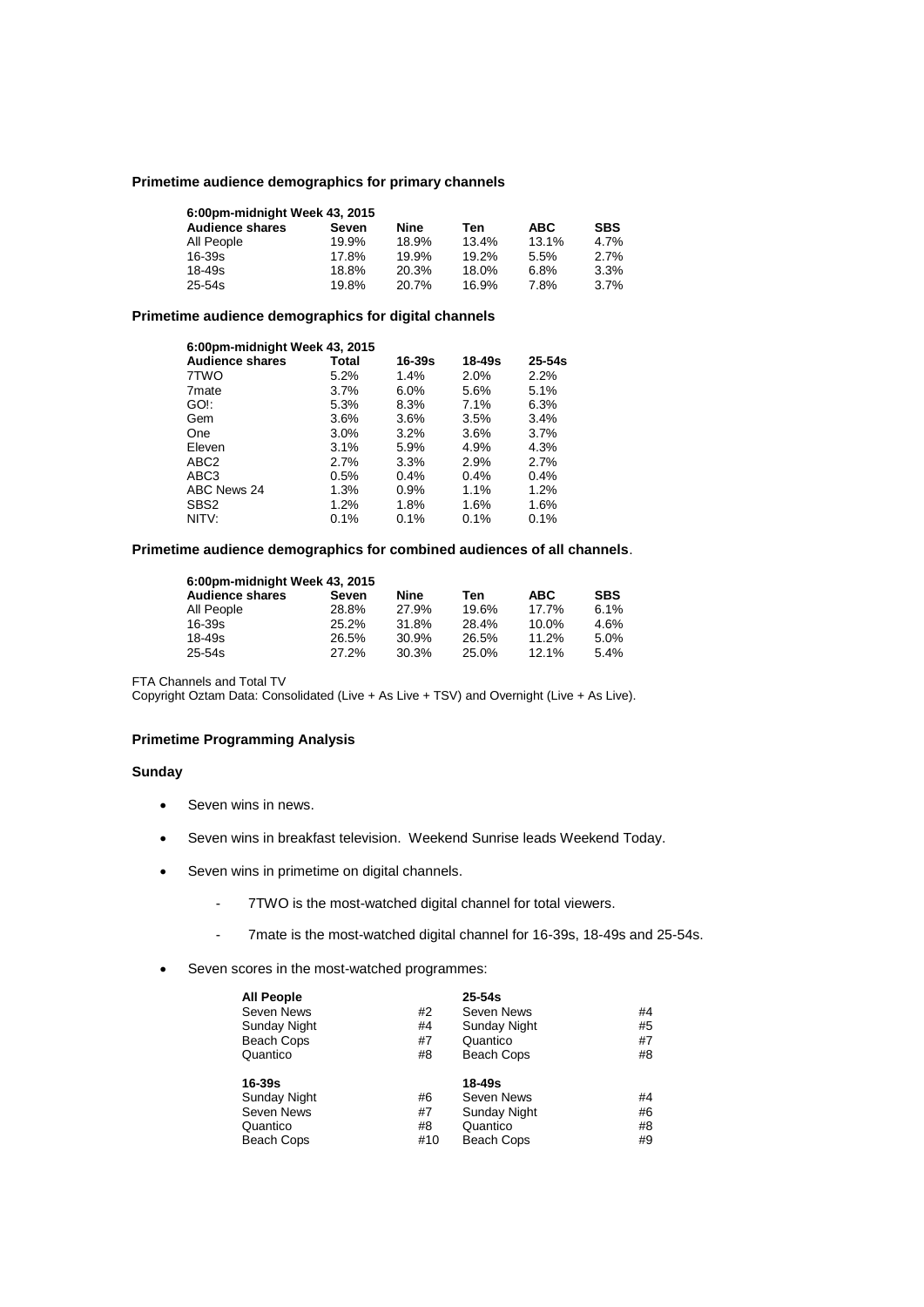**Primetime audience demographics for primary channels**

| 6:00pm-midnight Week 43, 2015 | | | | | |
|---|---|---|---|---|---|
| **Audience shares** | **Seven** | **Nine** | **Ten** | **ABC** | **SBS** |
| All People | 19.9% | 18.9% | 13.4% | 13.1% | 4.7% |
| 16-39s | 17.8% | 19.9% | 19.2% | 5.5% | 2.7% |
| 18-49s | 18.8% | 20.3% | 18.0% | 6.8% | 3.3% |
| 25-54s | 19.8% | 20.7% | 16.9% | 7.8% | 3.7% |

**Primetime audience demographics for digital channels**

| 6:00pm-midnight Week 43, 2015 | | | | |
|---|---|---|---|---|
| **Audience shares** | **Total** | **16-39s** | **18-49s** | **25-54s** |
| 7TWO | 5.2% | 1.4% | 2.0% | 2.2% |
| 7mate | 3.7% | 6.0% | 5.6% | 5.1% |
| GO!: | 5.3% | 8.3% | 7.1% | 6.3% |
| Gem | 3.6% | 3.6% | 3.5% | 3.4% |
| One | 3.0% | 3.2% | 3.6% | 3.7% |
| Eleven | 3.1% | 5.9% | 4.9% | 4.3% |
| ABC2 | 2.7% | 3.3% | 2.9% | 2.7% |
| ABC3 | 0.5% | 0.4% | 0.4% | 0.4% |
| ABC News 24 | 1.3% | 0.9% | 1.1% | 1.2% |
| SBS2 | 1.2% | 1.8% | 1.6% | 1.6% |
| NITV: | 0.1% | 0.1% | 0.1% | 0.1% |

**Primetime audience demographics for combined audiences of all channels**.

| 6:00pm-midnight Week 43, 2015 | | | | | |
|---|---|---|---|---|---|
| **Audience shares** | **Seven** | **Nine** | **Ten** | **ABC** | **SBS** |
| All People | 28.8% | 27.9% | 19.6% | 17.7% | 6.1% |
| 16-39s | 25.2% | 31.8% | 28.4% | 10.0% | 4.6% |
| 18-49s | 26.5% | 30.9% | 26.5% | 11.2% | 5.0% |
| 25-54s | 27.2% | 30.3% | 25.0% | 12.1% | 5.4% |

FTA Channels and Total TV
Copyright Oztam Data: Consolidated (Live + As Live + TSV) and Overnight (Live + As Live).

**Primetime Programming Analysis**

**Sunday**

- Seven wins in news.
- Seven wins in breakfast television. Weekend Sunrise leads Weekend Today.
- Seven wins in primetime on digital channels.
  - 7TWO is the most-watched digital channel for total viewers.
  - 7mate is the most-watched digital channel for 16-39s, 18-49s and 25-54s.
- Seven scores in the most-watched programmes:

| **All People** | | **25-54s** | |
|---|---|---|---|
| Seven News | #2 | Seven News | #4 |
| Sunday Night | #4 | Sunday Night | #5 |
| Beach Cops | #7 | Quantico | #7 |
| Quantico | #8 | Beach Cops | #8 |
| **16-39s** | | **18-49s** | |
| Sunday Night | #6 | Seven News | #4 |
| Seven News | #7 | Sunday Night | #6 |
| Quantico | #8 | Quantico | #8 |
| Beach Cops | #10 | Beach Cops | #9 |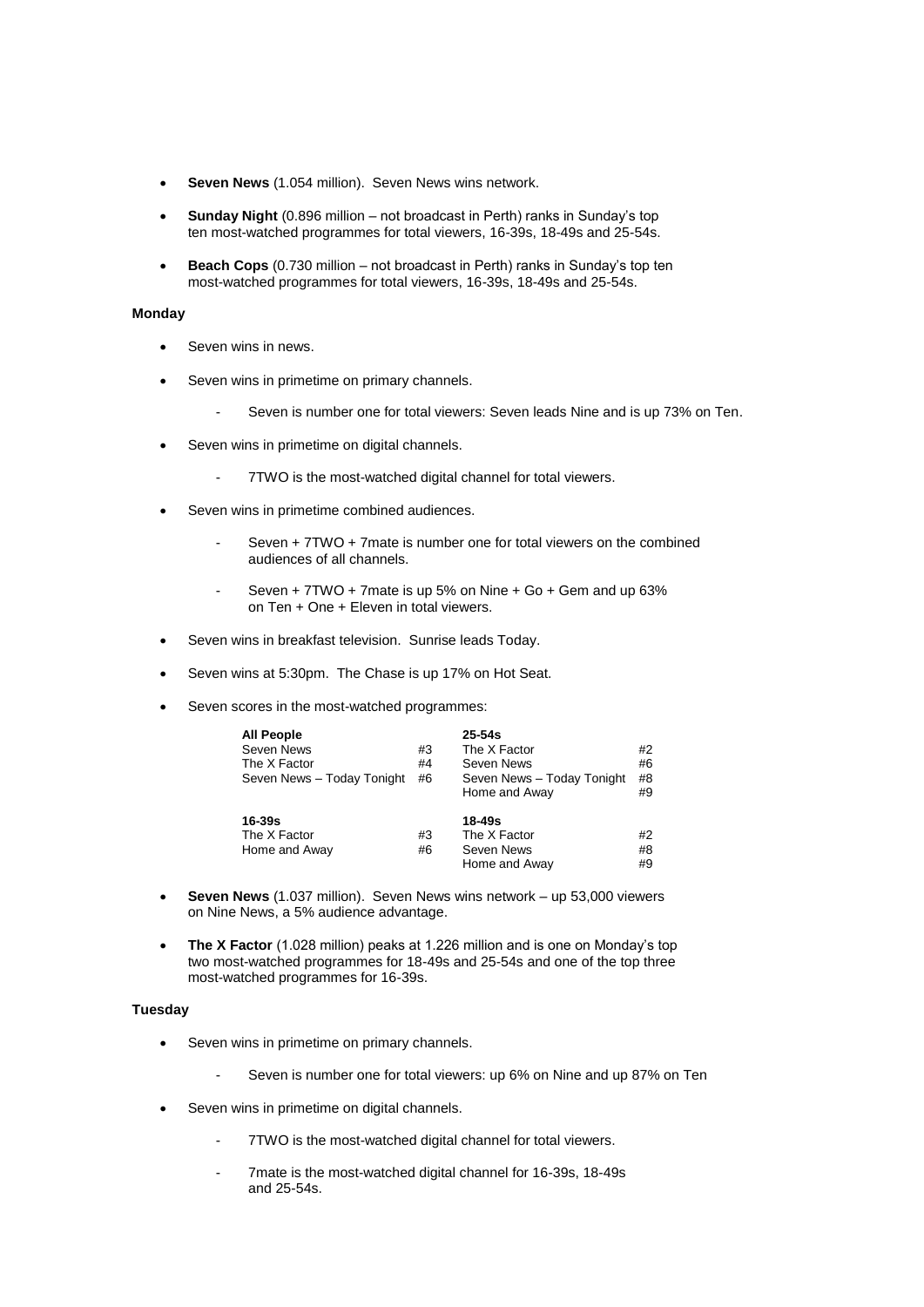- **Seven News** (1.054 million). Seven News wins network.

- **Sunday Night** (0.896 million – not broadcast in Perth) ranks in Sunday's top ten most-watched programmes for total viewers, 16-39s, 18-49s and 25-54s.

- **Beach Cops** (0.730 million – not broadcast in Perth) ranks in Sunday's top ten most-watched programmes for total viewers, 16-39s, 18-49s and 25-54s.

**Monday**

- Seven wins in news.

- Seven wins in primetime on primary channels.

  - Seven is number one for total viewers: Seven leads Nine and is up 73% on Ten.

- Seven wins in primetime on digital channels.

  - 7TWO is the most-watched digital channel for total viewers.

- Seven wins in primetime combined audiences.

  - Seven + 7TWO + 7mate is number one for total viewers on the combined audiences of all channels.

  - Seven + 7TWO + 7mate is up 5% on Nine + Go + Gem and up 63% on Ten + One + Eleven in total viewers.

- Seven wins in breakfast television. Sunrise leads Today.

- Seven wins at 5:30pm. The Chase is up 17% on Hot Seat.

- Seven scores in the most-watched programmes:

| **All People** | | **25-54s** | |
|---|---|---|---|
| Seven News | #3 | The X Factor | #2 |
| The X Factor | #4 | Seven News | #6 |
| Seven News – Today Tonight | #6 | Seven News – Today Tonight | #8 |
| | | Home and Away | #9 |
| **16-39s** | | **18-49s** | |
| The X Factor | #3 | The X Factor | #2 |
| Home and Away | #6 | Seven News | #8 |
| | | Home and Away | #9 |

- **Seven News** (1.037 million). Seven News wins network – up 53,000 viewers on Nine News, a 5% audience advantage.

- **The X Factor** (1.028 million) peaks at 1.226 million and is one on Monday's top two most-watched programmes for 18-49s and 25-54s and one of the top three most-watched programmes for 16-39s.

**Tuesday**

- Seven wins in primetime on primary channels.

  - Seven is number one for total viewers: up 6% on Nine and up 87% on Ten

- Seven wins in primetime on digital channels.

  - 7TWO is the most-watched digital channel for total viewers.

  - 7mate is the most-watched digital channel for 16-39s, 18-49s and 25-54s.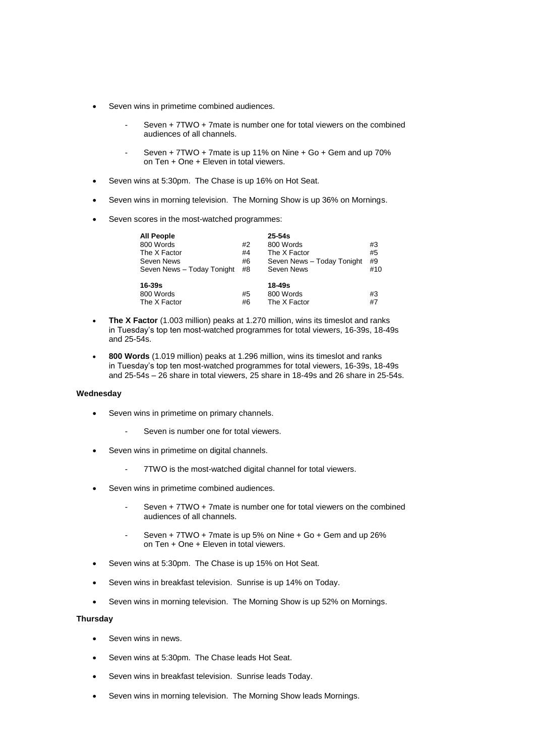- Seven wins in primetime combined audiences.
  - Seven + 7TWO + 7mate is number one for total viewers on the combined audiences of all channels.
  - Seven + 7TWO + 7mate is up 11% on Nine + Go + Gem and up 70% on Ten + One + Eleven in total viewers.
- Seven wins at 5:30pm. The Chase is up 16% on Hot Seat.
- Seven wins in morning television. The Morning Show is up 36% on Mornings.
- Seven scores in the most-watched programmes:

| **All People** | | **25-54s** | |
|---|---|---|---|
| 800 Words | #2 | 800 Words | #3 |
| The X Factor | #4 | The X Factor | #5 |
| Seven News | #6 | Seven News – Today Tonight | #9 |
| Seven News – Today Tonight | #8 | Seven News | #10 |
| **16-39s** | | **18-49s** | |
| 800 Words | #5 | 800 Words | #3 |
| The X Factor | #6 | The X Factor | #7 |

- **The X Factor** (1.003 million) peaks at 1.270 million, wins its timeslot and ranks in Tuesday's top ten most-watched programmes for total viewers, 16-39s, 18-49s and 25-54s.
- **800 Words** (1.019 million) peaks at 1.296 million, wins its timeslot and ranks in Tuesday's top ten most-watched programmes for total viewers, 16-39s, 18-49s and 25-54s – 26 share in total viewers, 25 share in 18-49s and 26 share in 25-54s.

**Wednesday**

- Seven wins in primetime on primary channels.
  - Seven is number one for total viewers.
- Seven wins in primetime on digital channels.
  - 7TWO is the most-watched digital channel for total viewers.
- Seven wins in primetime combined audiences.
  - Seven + 7TWO + 7mate is number one for total viewers on the combined audiences of all channels.
  - Seven + 7TWO + 7mate is up 5% on Nine + Go + Gem and up 26% on Ten + One + Eleven in total viewers.
- Seven wins at 5:30pm. The Chase is up 15% on Hot Seat.
- Seven wins in breakfast television. Sunrise is up 14% on Today.
- Seven wins in morning television. The Morning Show is up 52% on Mornings.

**Thursday**

- Seven wins in news.
- Seven wins at 5:30pm. The Chase leads Hot Seat.
- Seven wins in breakfast television. Sunrise leads Today.
- Seven wins in morning television. The Morning Show leads Mornings.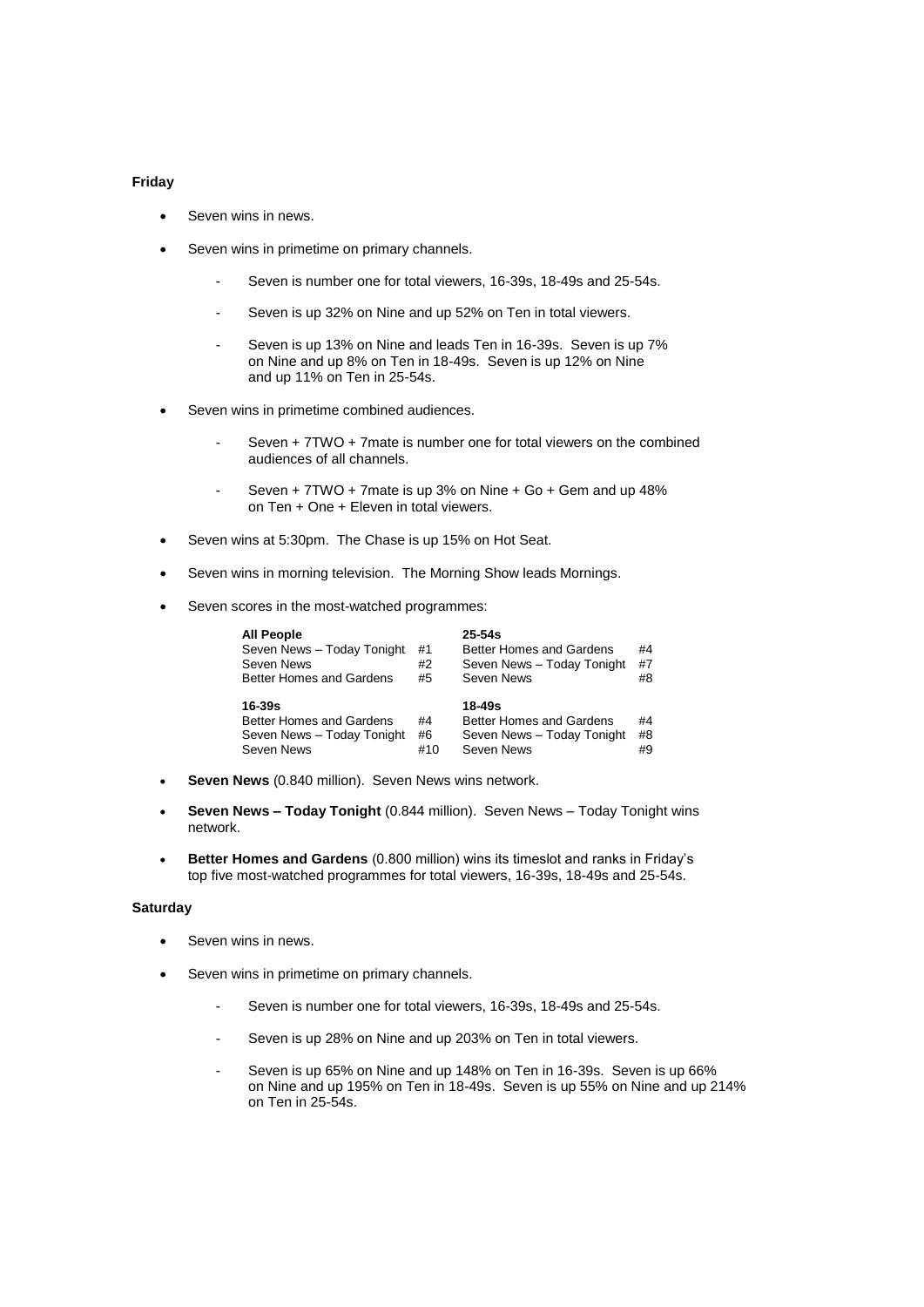**Friday**

- Seven wins in news.
- Seven wins in primetime on primary channels.
  - Seven is number one for total viewers, 16-39s, 18-49s and 25-54s.
  - Seven is up 32% on Nine and up 52% on Ten in total viewers.
  - Seven is up 13% on Nine and leads Ten in 16-39s. Seven is up 7% on Nine and up 8% on Ten in 18-49s. Seven is up 12% on Nine and up 11% on Ten in 25-54s.
- Seven wins in primetime combined audiences.
  - Seven + 7TWO + 7mate is number one for total viewers on the combined audiences of all channels.
  - Seven + 7TWO + 7mate is up 3% on Nine + Go + Gem and up 48% on Ten + One + Eleven in total viewers.
- Seven wins at 5:30pm. The Chase is up 15% on Hot Seat.
- Seven wins in morning television. The Morning Show leads Mornings.
- Seven scores in the most-watched programmes:

| **All People** | | **25-54s** | |
|---|---|---|---|
| Seven News – Today Tonight | #1 | Better Homes and Gardens | #4 |
| Seven News | #2 | Seven News – Today Tonight | #7 |
| Better Homes and Gardens | #5 | Seven News | #8 |
| **16-39s** | | **18-49s** | |
| Better Homes and Gardens | #4 | Better Homes and Gardens | #4 |
| Seven News – Today Tonight | #6 | Seven News – Today Tonight | #8 |
| Seven News | #10 | Seven News | #9 |

- **Seven News** (0.840 million). Seven News wins network.
- **Seven News – Today Tonight** (0.844 million). Seven News – Today Tonight wins network.
- **Better Homes and Gardens** (0.800 million) wins its timeslot and ranks in Friday's top five most-watched programmes for total viewers, 16-39s, 18-49s and 25-54s.

**Saturday**

- Seven wins in news.
- Seven wins in primetime on primary channels.
  - Seven is number one for total viewers, 16-39s, 18-49s and 25-54s.
  - Seven is up 28% on Nine and up 203% on Ten in total viewers.
  - Seven is up 65% on Nine and up 148% on Ten in 16-39s. Seven is up 66% on Nine and up 195% on Ten in 18-49s. Seven is up 55% on Nine and up 214% on Ten in 25-54s.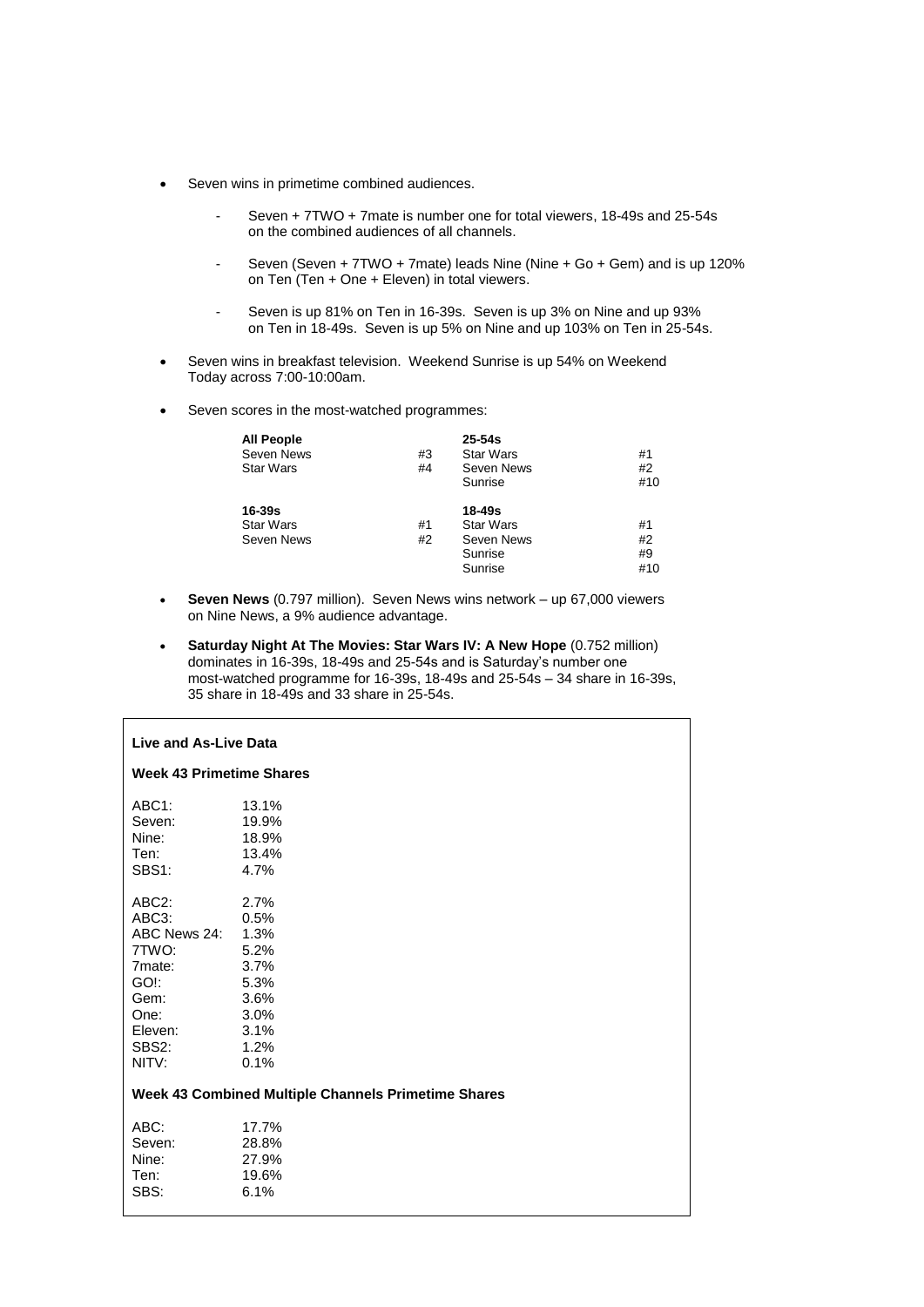- Seven wins in primetime combined audiences.

    - Seven + 7TWO + 7mate is number one for total viewers, 18-49s and 25-54s on the combined audiences of all channels.

    - Seven (Seven + 7TWO + 7mate) leads Nine (Nine + Go + Gem) and is up 120% on Ten (Ten + One + Eleven) in total viewers.

    - Seven is up 81% on Ten in 16-39s. Seven is up 3% on Nine and up 93% on Ten in 18-49s. Seven is up 5% on Nine and up 103% on Ten in 25-54s.

- Seven wins in breakfast television. Weekend Sunrise is up 54% on Weekend Today across 7:00-10:00am.

- Seven scores in the most-watched programmes:

| | | | |
|---|---|---|---|
| **All People** | | **25-54s** | |
| Seven News | #3 | Star Wars | #1 |
| Star Wars | #4 | Seven News | #2 |
| | | Sunrise | #10 |
| **16-39s** | | **18-49s** | |
| Star Wars | #1 | Star Wars | #1 |
| Seven News | #2 | Seven News | #2 |
| | | Sunrise | #9 |
| | | Sunrise | #10 |

- **Seven News** (0.797 million). Seven News wins network – up 67,000 viewers on Nine News, a 9% audience advantage.

- **Saturday Night At The Movies: Star Wars IV: A New Hope** (0.752 million) dominates in 16-39s, 18-49s and 25-54s and is Saturday's number one most-watched programme for 16-39s, 18-49s and 25-54s – 34 share in 16-39s, 35 share in 18-49s and 33 share in 25-54s.

**Live and As-Live Data**

**Week 43 Primetime Shares**

| | |
|---|---|
| ABC1: | 13.1% |
| Seven: | 19.9% |
| Nine: | 18.9% |
| Ten: | 13.4% |
| SBS1: | 4.7% |
| ABC2: | 2.7% |
| ABC3: | 0.5% |
| ABC News 24: | 1.3% |
| 7TWO: | 5.2% |
| 7mate: | 3.7% |
| GO!: | 5.3% |
| Gem: | 3.6% |
| One: | 3.0% |
| Eleven: | 3.1% |
| SBS2: | 1.2% |
| NITV: | 0.1% |

**Week 43 Combined Multiple Channels Primetime Shares**

| | |
|---|---|
| ABC: | 17.7% |
| Seven: | 28.8% |
| Nine: | 27.9% |
| Ten: | 19.6% |
| SBS: | 6.1% |